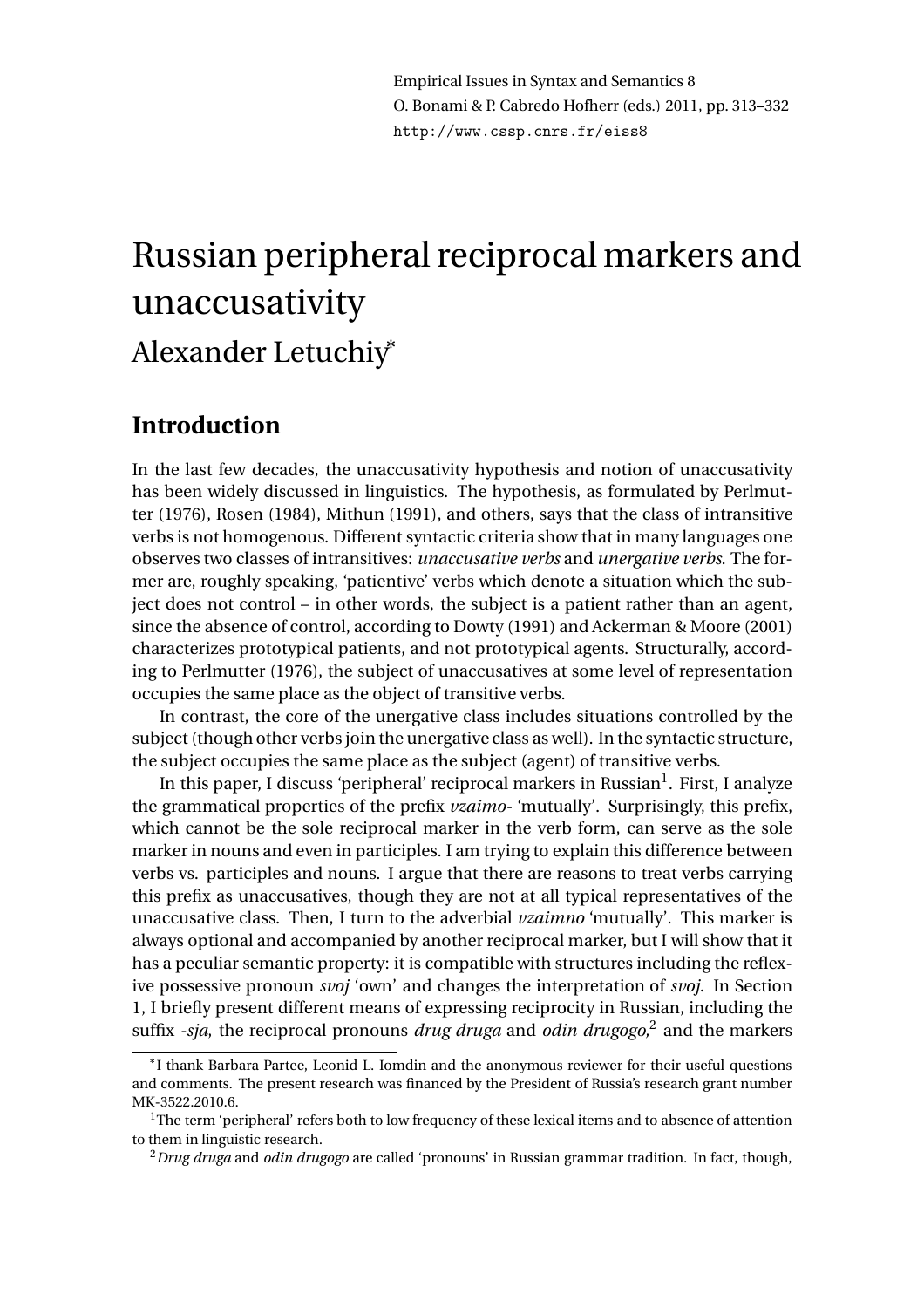# Russian peripheral reciprocal markers and unaccusativity

Alexander Letuchiy*

## Introduction

In the last few decades, the unaccusativity hypothesis and notion of unaccusativity has been widely discussed in linguistics. The hypothesis, as formulated by Perlmutter (1976), Rosen (1984), Mithun (1991), and others, says that the class of intransitive verbs is not homogenous. Different syntactic criteria show that in many languages one observes two classes of intransitives: *unaccusative verbs* and *unergative verbs*. The former are, roughly speaking, 'patientive' verbs which denote a situation which the subject does not control – in other words, the subject is a patient rather than an agent, since the absence of control, according to Dowty (1991) and Ackerman & Moore (2001) characterizes prototypical patients, and not prototypical agents. Structurally, according to Perlmutter (1976), the subject of unaccusatives at some level of representation occupies the same place as the object of transitive verbs.

In contrast, the core of the unergative class includes situations controlled by the subject (though other verbs join the unergative class as well). In the syntactic structure, the subject occupies the same place as the subject (agent) of transitive verbs.

In this paper, I discuss 'peripheral' reciprocal markers in Russian[1]. First, I analyze the grammatical properties of the prefix *vzaimo-* 'mutually'. Surprisingly, this prefix, which cannot be the sole reciprocal marker in the verb form, can serve as the sole marker in nouns and even in participles. I am trying to explain this difference between verbs vs. participles and nouns. I argue that there are reasons to treat verbs carrying this prefix as unaccusatives, though they are not at all typical representatives of the unaccusative class. Then, I turn to the adverbial *vzaimno* 'mutually'. This marker is always optional and accompanied by another reciprocal marker, but I will show that it has a peculiar semantic property: it is compatible with structures including the reflexive possessive pronoun *svoj* 'own' and changes the interpretation of *svoj*. In Section 1, I briefly present different means of expressing reciprocity in Russian, including the suffix *-sja*, the reciprocal pronouns *drug druga* and *odin drugogo*,[2] and the markers

---

*I thank Barbara Partee, Leonid L. Iomdin and the anonymous reviewer for their useful questions and comments. The present research was financed by the President of Russia's research grant number MK-3522.2010.6.

[1]The term 'peripheral' refers both to low frequency of these lexical items and to absence of attention to them in linguistic research.

[2]*Drug druga* and *odin drugogo* are called 'pronouns' in Russian grammar tradition. In fact, though,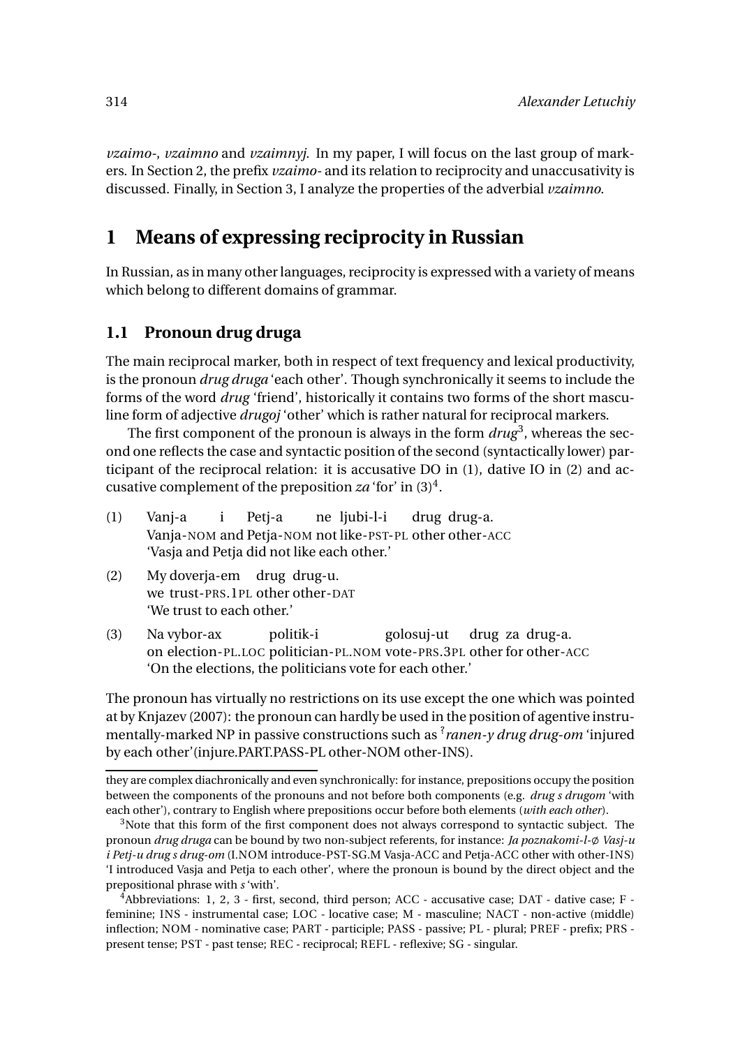*vzaimo-*, *vzaimno* and *vzaimnyj*. In my paper, I will focus on the last group of markers. In Section 2, the prefix *vzaimo-* and its relation to reciprocity and unaccusativity is discussed. Finally, in Section 3, I analyze the properties of the adverbial *vzaimno*.

# 1 Means of expressing reciprocity in Russian

In Russian, as in many other languages, reciprocity is expressed with a variety of means which belong to different domains of grammar.

## 1.1 Pronoun drug druga

The main reciprocal marker, both in respect of text frequency and lexical productivity, is the pronoun *drug druga* 'each other'. Though synchronically it seems to include the forms of the word *drug* 'friend', historically it contains two forms of the short masculine form of adjective *drugoj* 'other' which is rather natural for reciprocal markers.

The first component of the pronoun is always in the form *drug*[3], whereas the second one reflects the case and syntactic position of the second (syntactically lower) participant of the reciprocal relation: it is accusative DO in (1), dative IO in (2) and accusative complement of the preposition *za* 'for' in (3)[4].

(1) Vanj-a i Petj-a ne ljubi-l-i drug drug-a.
    Vanja-NOM and Petja-NOM not like-PST-PL other other-ACC
    'Vasja and Petja did not like each other.'

(2) My doverja-em drug drug-u.
    we trust-PRS.1PL other other-DAT
    'We trust to each other.'

(3) Na vybor-ax politik-i golosuj-ut drug za drug-a.
    on election-PL.LOC politician-PL.NOM vote-PRS.3PL other for other-ACC
    'On the elections, the politicians vote for each other.'

The pronoun has virtually no restrictions on its use except the one which was pointed at by Knjazev (2007): the pronoun can hardly be used in the position of agentive instrumentally-marked NP in passive constructions such as ?*ranen-y drug drug-om* 'injured by each other'(injure.PART.PASS-PL other-NOM other-INS).

---

they are complex diachronically and even synchronically: for instance, prepositions occupy the position between the components of the pronouns and not before both components (e.g. *drug s drugom* 'with each other'), contrary to English where prepositions occur before both elements (*with each other*).

[3] Note that this form of the first component does not always correspond to syntactic subject. The pronoun *drug druga* can be bound by two non-subject referents, for instance: *Ja poznakomi-l-∅ Vasj-u i Petj-u drug s drug-om* (I.NOM introduce-PST-SG.M Vasja-ACC and Petja-ACC other with other-INS) 'I introduced Vasja and Petja to each other', where the pronoun is bound by the direct object and the prepositional phrase with *s* 'with'.

[4] Abbreviations: 1, 2, 3 - first, second, third person; ACC - accusative case; DAT - dative case; F - feminine; INS - instrumental case; LOC - locative case; M - masculine; NACT - non-active (middle) inflection; NOM - nominative case; PART - participle; PASS - passive; PL - plural; PREF - prefix; PRS - present tense; PST - past tense; REC - reciprocal; REFL - reflexive; SG - singular.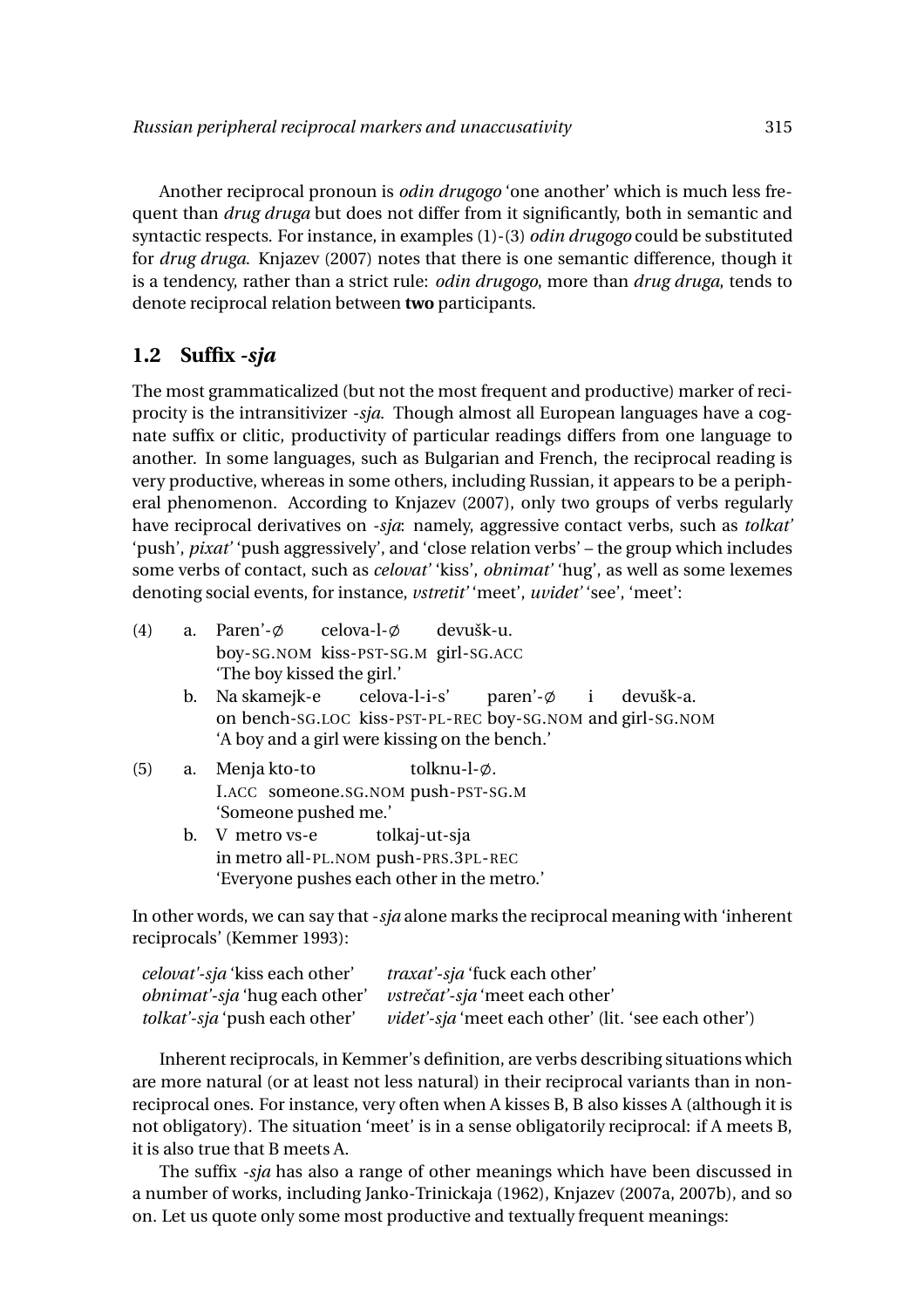Another reciprocal pronoun is *odin drugogo* 'one another' which is much less frequent than *drug druga* but does not differ from it significantly, both in semantic and syntactic respects. For instance, in examples (1)-(3) *odin drugogo* could be substituted for *drug druga*. Knjazev (2007) notes that there is one semantic difference, though it is a tendency, rather than a strict rule: *odin drugogo*, more than *drug druga*, tends to denote reciprocal relation between **two** participants.

## 1.2 Suffix *-sja*

The most grammaticalized (but not the most frequent and productive) marker of reciprocity is the intransitivizer *-sja*. Though almost all European languages have a cognate suffix or clitic, productivity of particular readings differs from one language to another. In some languages, such as Bulgarian and French, the reciprocal reading is very productive, whereas in some others, including Russian, it appears to be a peripheral phenomenon. According to Knjazev (2007), only two groups of verbs regularly have reciprocal derivatives on *-sja*: namely, aggressive contact verbs, such as *tolkat'* 'push', *pixat'* 'push aggressively', and 'close relation verbs' – the group which includes some verbs of contact, such as *celovat'* 'kiss', *obnimat'* 'hug', as well as some lexemes denoting social events, for instance, *vstretit'* 'meet', *uvidet'* 'see', 'meet':

(4) a. Paren'-∅ celova-l-∅ devušk-u.
boy-SG.NOM kiss-PST-SG.M girl-SG.ACC
'The boy kissed the girl.'

b. Na skamejk-e celova-l-i-s' paren'-∅ i devušk-a.
on bench-SG.LOC kiss-PST-PL-REC boy-SG.NOM and girl-SG.NOM
'A boy and a girl were kissing on the bench.'

(5) a. Menja kto-to tolknu-l-∅.
I.ACC someone.SG.NOM push-PST-SG.M
'Someone pushed me.'

b. V metro vs-e tolkaj-ut-sja
in metro all-PL.NOM push-PRS.3PL-REC
'Everyone pushes each other in the metro.'

In other words, we can say that *-sja* alone marks the reciprocal meaning with 'inherent reciprocals' (Kemmer 1993):

*celovat'-sja* 'kiss each other' *traxat'-sja* 'fuck each other'
*obnimat'-sja* 'hug each other' *vstrečat'-sja* 'meet each other'
*tolkat'-sja* 'push each other' *videt'-sja* 'meet each other' (lit. 'see each other')

Inherent reciprocals, in Kemmer's definition, are verbs describing situations which are more natural (or at least not less natural) in their reciprocal variants than in non-reciprocal ones. For instance, very often when A kisses B, B also kisses A (although it is not obligatory). The situation 'meet' is in a sense obligatorily reciprocal: if A meets B, it is also true that B meets A.

The suffix *-sja* has also a range of other meanings which have been discussed in a number of works, including Janko-Trinickaja (1962), Knjazev (2007a, 2007b), and so on. Let us quote only some most productive and textually frequent meanings: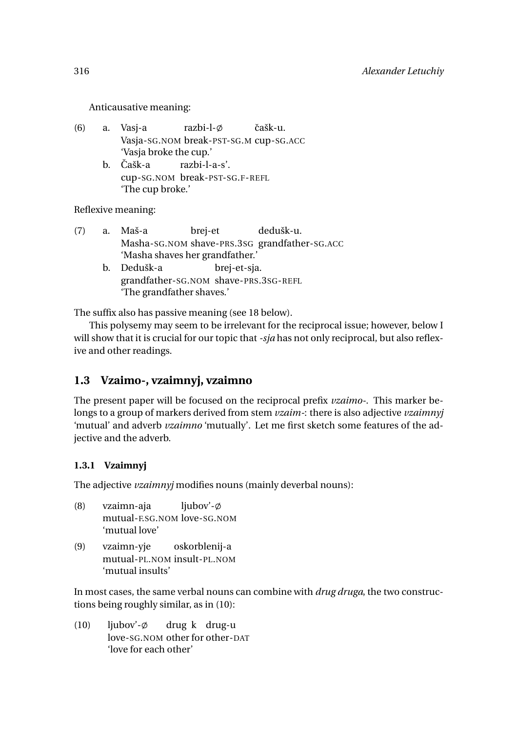Anticausative meaning:

(6) a. Vasj-a razbi-l-∅ čašk-u.
Vasja-SG.NOM break-PST-SG.M cup-SG.ACC
'Vasja broke the cup.'

b. Čašk-a razbi-l-a-s'.
cup-SG.NOM break-PST-SG.F-REFL
'The cup broke.'

Reflexive meaning:

(7) a. Maš-a brej-et dedušk-u.
Masha-SG.NOM shave-PRS.3SG grandfather-SG.ACC
'Masha shaves her grandfather.'

b. Dedušk-a brej-et-sja.
grandfather-SG.NOM shave-PRS.3SG-REFL
'The grandfather shaves.'

The suffix also has passive meaning (see 18 below).

This polysemy may seem to be irrelevant for the reciprocal issue; however, below I will show that it is crucial for our topic that *-sja* has not only reciprocal, but also reflexive and other readings.

## 1.3 Vzaimo-, vzaimnyj, vzaimno

The present paper will be focused on the reciprocal prefix *vzaimo-*. This marker belongs to a group of markers derived from stem *vzaim-*: there is also adjective *vzaimnyj* 'mutual' and adverb *vzaimno* 'mutually'. Let me first sketch some features of the adjective and the adverb.

### 1.3.1 Vzaimnyj

The adjective *vzaimnyj* modifies nouns (mainly deverbal nouns):

(8) vzaimn-aja ljubov'-∅
mutual-F.SG.NOM love-SG.NOM
'mutual love'

(9) vzaimn-yje oskorblenij-a
mutual-PL.NOM insult-PL.NOM
'mutual insults'

In most cases, the same verbal nouns can combine with *drug druga*, the two constructions being roughly similar, as in (10):

(10) ljubov'-∅ drug k drug-u
love-SG.NOM other for other-DAT
'love for each other'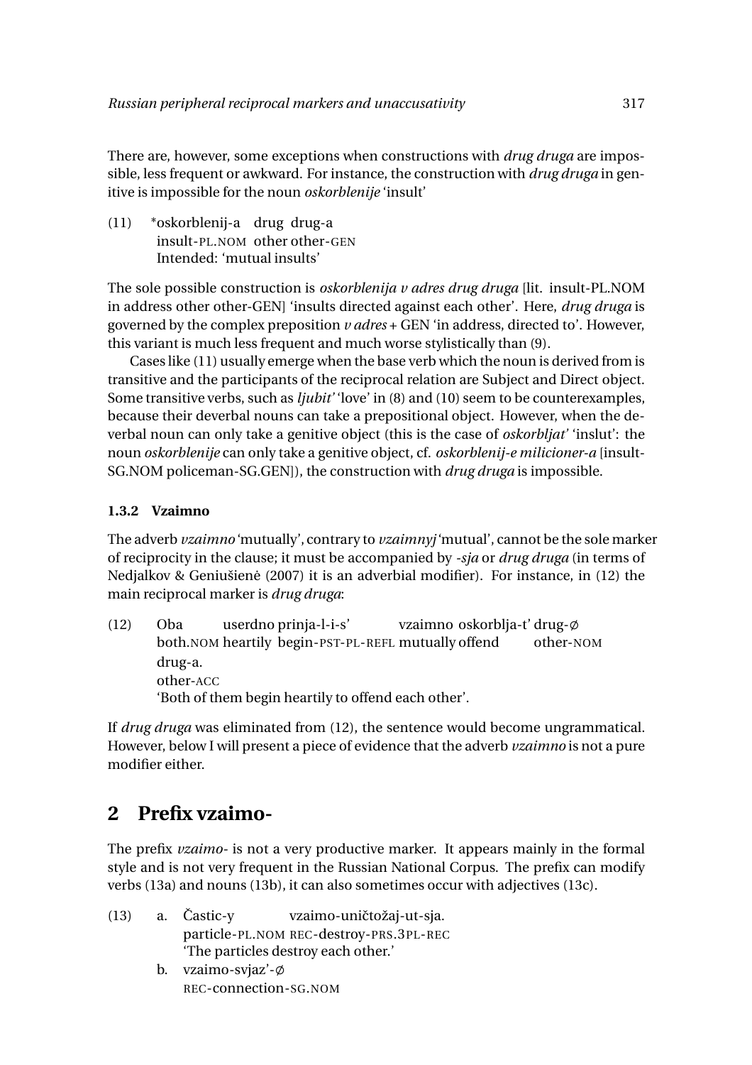There are, however, some exceptions when constructions with *drug druga* are impossible, less frequent or awkward. For instance, the construction with *drug druga* in genitive is impossible for the noun *oskorblenije* 'insult'

(11) *oskorblenij-a drug drug-a
insult-PL.NOM other other-GEN
Intended: 'mutual insults'

The sole possible construction is *oskorblenija v adres drug druga* [lit. insult-PL.NOM in address other other-GEN] 'insults directed against each other'. Here, *drug druga* is governed by the complex preposition *v adres* + GEN 'in address, directed to'. However, this variant is much less frequent and much worse stylistically than (9).

Cases like (11) usually emerge when the base verb which the noun is derived from is transitive and the participants of the reciprocal relation are Subject and Direct object. Some transitive verbs, such as *ljubit'* 'love' in (8) and (10) seem to be counterexamples, because their deverbal nouns can take a prepositional object. However, when the deverbal noun can only take a genitive object (this is the case of *oskorbljat'* 'inslut': the noun *oskorblenije* can only take a genitive object, cf. *oskorblenij-e milicioner-a* [insult-SG.NOM policeman-SG.GEN]), the construction with *drug druga* is impossible.

### 1.3.2 Vzaimno

The adverb *vzaimno* 'mutually', contrary to *vzaimnyj* 'mutual', cannot be the sole marker of reciprocity in the clause; it must be accompanied by *-sja* or *drug druga* (in terms of Nedjalkov & Geniušienė (2007) it is an adverbial modifier). For instance, in (12) the main reciprocal marker is *drug druga*:

(12) Oba userdno prinja-l-i-s' vzaimno oskorblja-t' drug-∅ drug-a.
both.NOM heartily begin-PST-PL-REFL mutually offend other-NOM other-ACC
'Both of them begin heartily to offend each other'.

If *drug druga* was eliminated from (12), the sentence would become ungrammatical. However, below I will present a piece of evidence that the adverb *vzaimno* is not a pure modifier either.

## 2 Prefix vzaimo-

The prefix *vzaimo-* is not a very productive marker. It appears mainly in the formal style and is not very frequent in the Russian National Corpus. The prefix can modify verbs (13a) and nouns (13b), it can also sometimes occur with adjectives (13c).

(13) a. Častic-y vzaimo-uničtožaj-ut-sja.
particle-PL.NOM REC-destroy-PRS.3PL-REC
'The particles destroy each other.'

b. vzaimo-svjaz'-∅
REC-connection-SG.NOM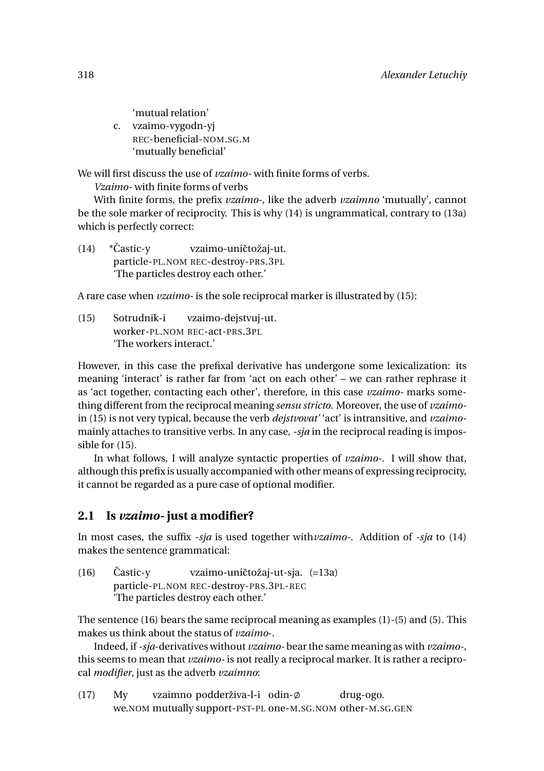'mutual relation'

c. vzaimo-vygodn-yj
   REC-beneficial-NOM.SG.M
   'mutually beneficial'

We will first discuss the use of *vzaimo-* with finite forms of verbs.

*Vzaimo-* with finite forms of verbs

With finite forms, the prefix *vzaimo-*, like the adverb *vzaimno* 'mutually', cannot be the sole marker of reciprocity. This is why (14) is ungrammatical, contrary to (13a) which is perfectly correct:

(14) *Častic-y vzaimo-uničtožaj-ut.
     particle-PL.NOM REC-destroy-PRS.3PL
     'The particles destroy each other.'

A rare case when *vzaimo-* is the sole reciprocal marker is illustrated by (15):

(15) Sotrudnik-i vzaimo-dejstvuj-ut.
     worker-PL.NOM REC-act-PRS.3PL
     'The workers interact.'

However, in this case the prefixal derivative has undergone some lexicalization: its meaning 'interact' is rather far from 'act on each other' – we can rather rephrase it as 'act together, contacting each other', therefore, in this case *vzaimo-* marks something different from the reciprocal meaning *sensu stricto*. Moreover, the use of *vzaimo-* in (15) is not very typical, because the verb *dejstvovat'* 'act' is intransitive, and *vzaimo-* mainly attaches to transitive verbs. In any case, *-sja* in the reciprocal reading is impossible for (15).

In what follows, I will analyze syntactic properties of *vzaimo-*. I will show that, although this prefix is usually accompanied with other means of expressing reciprocity, it cannot be regarded as a pure case of optional modifier.

## 2.1 Is *vzaimo-* just a modifier?

In most cases, the suffix *-sja* is used together with*vzaimo-*. Addition of *-sja* to (14) makes the sentence grammatical:

(16) Častic-y vzaimo-uničtožaj-ut-sja. (=13a)
     particle-PL.NOM REC-destroy-PRS.3PL-REC
     'The particles destroy each other.'

The sentence (16) bears the same reciprocal meaning as examples (1)-(5) and (5). This makes us think about the status of *vzaimo-*.

Indeed, if *-sja*-derivatives without *vzaimo-* bear the same meaning as with *vzaimo-*, this seems to mean that *vzaimo-* is not really a reciprocal marker. It is rather a reciprocal *modifier*, just as the adverb *vzaimno*:

(17) My vzaimno podderživa-l-i odin-∅ drug-ogo.
     we.NOM mutually support-PST-PL one-M.SG.NOM other-M.SG.GEN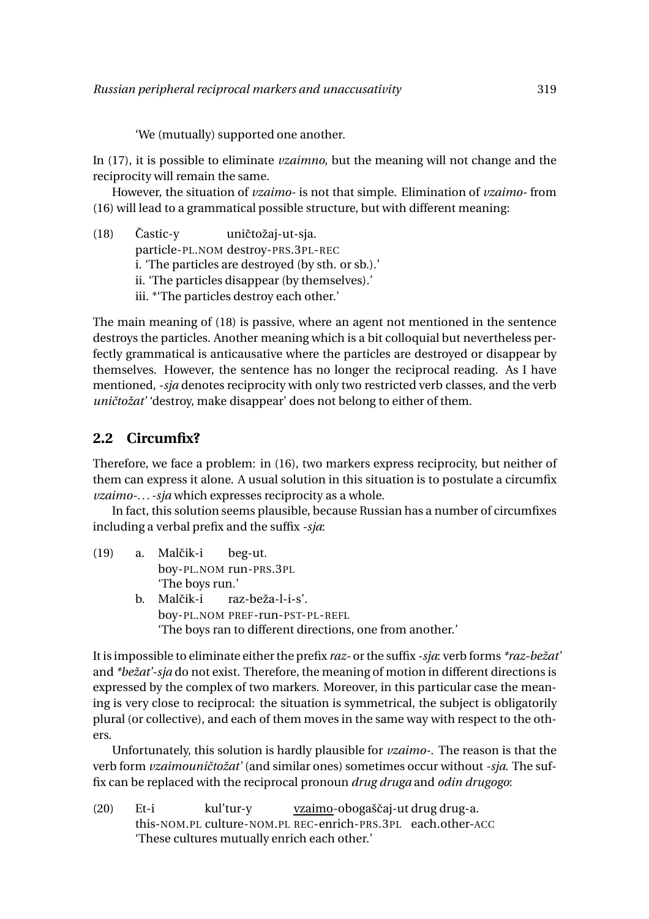'We (mutually) supported one another.

In (17), it is possible to eliminate *vzaimno*, but the meaning will not change and the reciprocity will remain the same.

However, the situation of *vzaimo-* is not that simple. Elimination of *vzaimo-* from (16) will lead to a grammatical possible structure, but with different meaning:

(18) Častic-y uničtožaj-ut-sja.
particle-PL.NOM destroy-PRS.3PL-REC
i. 'The particles are destroyed (by sth. or sb.).'
ii. 'The particles disappear (by themselves).'
iii. \*'The particles destroy each other.'

The main meaning of (18) is passive, where an agent not mentioned in the sentence destroys the particles. Another meaning which is a bit colloquial but nevertheless perfectly grammatical is anticausative where the particles are destroyed or disappear by themselves. However, the sentence has no longer the reciprocal reading. As I have mentioned, *-sja* denotes reciprocity with only two restricted verb classes, and the verb *uničtožat'* 'destroy, make disappear' does not belong to either of them.

## 2.2 Circumfix?

Therefore, we face a problem: in (16), two markers express reciprocity, but neither of them can express it alone. A usual solution in this situation is to postulate a circumfix *vzaimo-*… *-sja* which expresses reciprocity as a whole.

In fact, this solution seems plausible, because Russian has a number of circumfixes including a verbal prefix and the suffix *-sja*:

(19) a. Malčik-i beg-ut.
boy-PL.NOM run-PRS.3PL
'The boys run.'

b. Malčik-i raz-beža-l-i-s'.
boy-PL.NOM PREF-run-PST-PL-REFL
'The boys ran to different directions, one from another.'

It is impossible to eliminate either the prefix *raz-* or the suffix *-sja*: verb forms *\*raz-bežat'* and *\*bežat'-sja* do not exist. Therefore, the meaning of motion in different directions is expressed by the complex of two markers. Moreover, in this particular case the meaning is very close to reciprocal: the situation is symmetrical, the subject is obligatorily plural (or collective), and each of them moves in the same way with respect to the others.

Unfortunately, this solution is hardly plausible for *vzaimo-*. The reason is that the verb form *vzaimouničtožat'* (and similar ones) sometimes occur without *-sja*. The suffix can be replaced with the reciprocal pronoun *drug druga* and *odin drugogo*:

(20) Et-i kul'tur-y <u>vzaimo</u>-obogaščaj-ut drug drug-a.
this-NOM.PL culture-NOM.PL REC-enrich-PRS.3PL each.other-ACC
'These cultures mutually enrich each other.'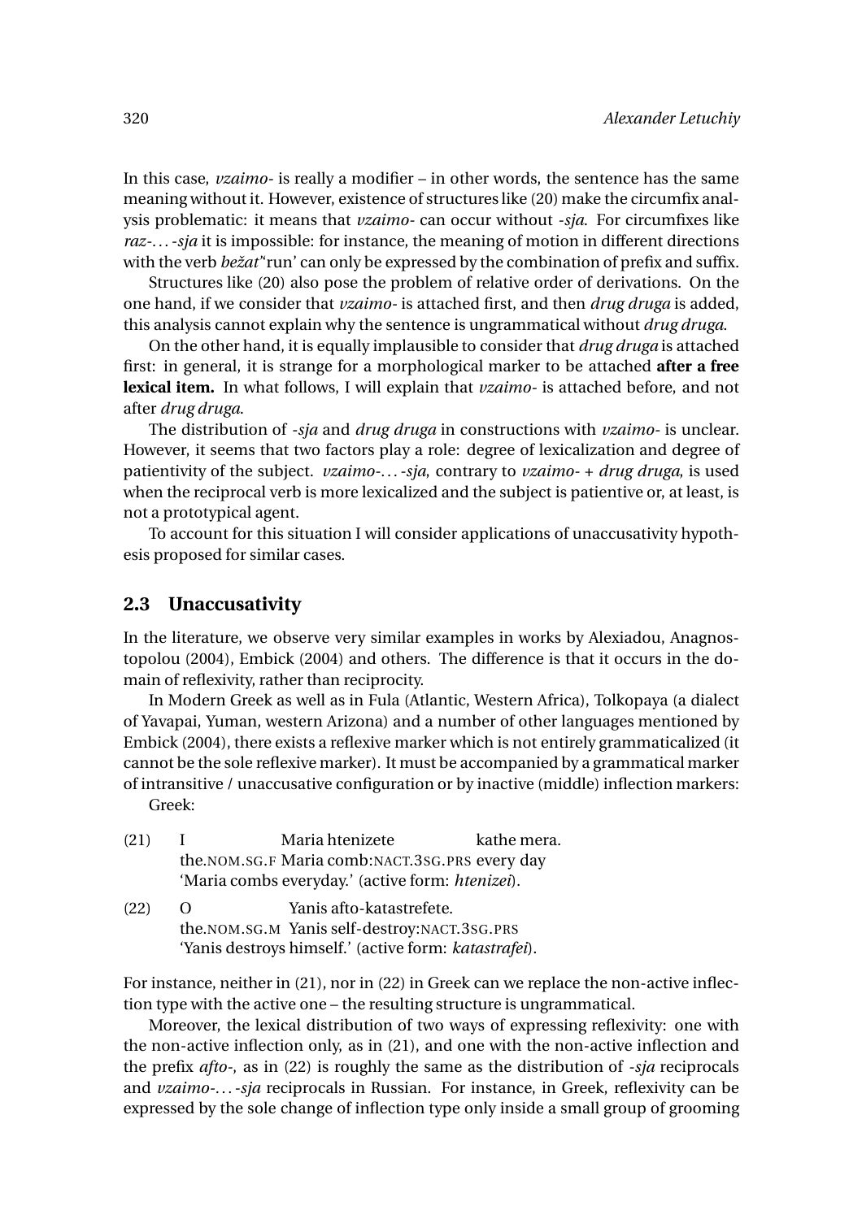In this case, *vzaimo-* is really a modifier – in other words, the sentence has the same meaning without it. However, existence of structures like (20) make the circumfix analysis problematic: it means that *vzaimo-* can occur without *-sja*. For circumfixes like *raz-…-sja* it is impossible: for instance, the meaning of motion in different directions with the verb *bežat*'‘run’ can only be expressed by the combination of prefix and suffix.

Structures like (20) also pose the problem of relative order of derivations. On the one hand, if we consider that *vzaimo-* is attached first, and then *drug druga* is added, this analysis cannot explain why the sentence is ungrammatical without *drug druga*.

On the other hand, it is equally implausible to consider that *drug druga* is attached first: in general, it is strange for a morphological marker to be attached **after a free lexical item.** In what follows, I will explain that *vzaimo-* is attached before, and not after *drug druga*.

The distribution of *-sja* and *drug druga* in constructions with *vzaimo-* is unclear. However, it seems that two factors play a role: degree of lexicalization and degree of patientivity of the subject. *vzaimo-…-sja*, contrary to *vzaimo-* + *drug druga*, is used when the reciprocal verb is more lexicalized and the subject is patientive or, at least, is not a prototypical agent.

To account for this situation I will consider applications of unaccusativity hypothesis proposed for similar cases.

## 2.3 Unaccusativity

In the literature, we observe very similar examples in works by Alexiadou, Anagnostopolou (2004), Embick (2004) and others. The difference is that it occurs in the domain of reflexivity, rather than reciprocity.

In Modern Greek as well as in Fula (Atlantic, Western Africa), Tolkopaya (a dialect of Yavapai, Yuman, western Arizona) and a number of other languages mentioned by Embick (2004), there exists a reflexive marker which is not entirely grammaticalized (it cannot be the sole reflexive marker). It must be accompanied by a grammatical marker of intransitive / unaccusative configuration or by inactive (middle) inflection markers:

Greek:

(21) I Maria htenizete kathe mera.
the.NOM.SG.F Maria comb:NACT.3SG.PRS every day
‘Maria combs everyday.’ (active form: *htenizei*).

(22) O Yanis afto-katastrefete.
the.NOM.SG.M Yanis self-destroy:NACT.3SG.PRS
‘Yanis destroys himself.’ (active form: *katastrafei*).

For instance, neither in (21), nor in (22) in Greek can we replace the non-active inflection type with the active one – the resulting structure is ungrammatical.

Moreover, the lexical distribution of two ways of expressing reflexivity: one with the non-active inflection only, as in (21), and one with the non-active inflection and the prefix *afto-*, as in (22) is roughly the same as the distribution of *-sja* reciprocals and *vzaimo-…-sja* reciprocals in Russian. For instance, in Greek, reflexivity can be expressed by the sole change of inflection type only inside a small group of grooming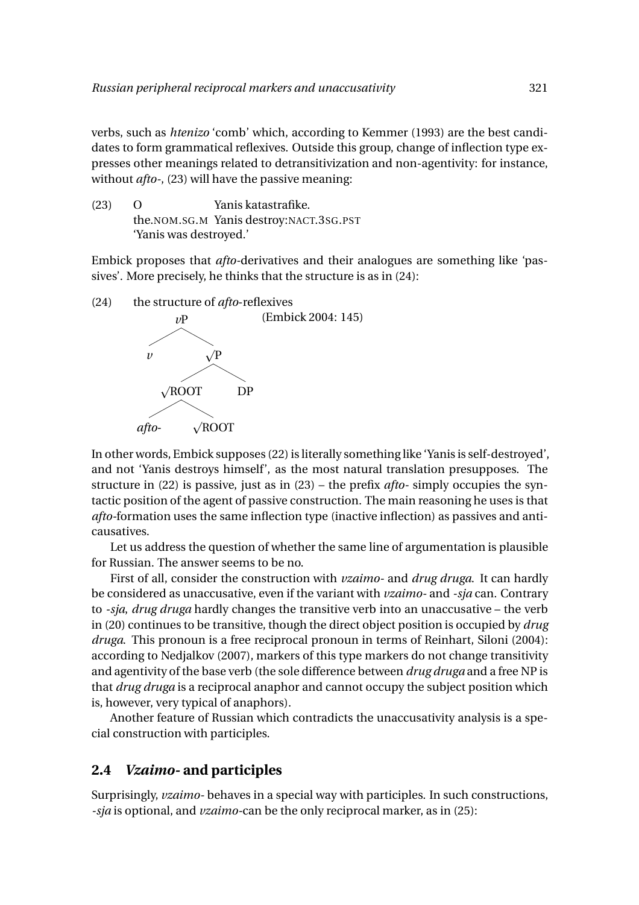verbs, such as *htenizo* 'comb' which, according to Kemmer (1993) are the best candidates to form grammatical reflexives. Outside this group, change of inflection type expresses other meanings related to detransitivization and non-agentivity: for instance, without *afto-*, (23) will have the passive meaning:

(23) O Yanis katastrafike.
the.NOM.SG.M Yanis destroy:NACT.3SG.PST
'Yanis was destroyed.'

Embick proposes that *afto*-derivatives and their analogues are something like 'passives'. More precisely, he thinks that the structure is as in (24):

(24) the structure of *afto*-reflexives (Embick 2004: 145)

```
            vP
          /    \
         v      √P
               /   \
          √ROOT     DP
          /    \
      afto-    √ROOT
```

In other words, Embick supposes (22) is literally something like 'Yanis is self-destroyed', and not 'Yanis destroys himself', as the most natural translation presupposes. The structure in (22) is passive, just as in (23) – the prefix *afto-* simply occupies the syntactic position of the agent of passive construction. The main reasoning he uses is that *afto*-formation uses the same inflection type (inactive inflection) as passives and anticausatives.

Let us address the question of whether the same line of argumentation is plausible for Russian. The answer seems to be no.

First of all, consider the construction with *vzaimo-* and *drug druga*. It can hardly be considered as unaccusative, even if the variant with *vzaimo-* and *-sja* can. Contrary to *-sja*, *drug druga* hardly changes the transitive verb into an unaccusative – the verb in (20) continues to be transitive, though the direct object position is occupied by *drug druga*. This pronoun is a free reciprocal pronoun in terms of Reinhart, Siloni (2004): according to Nedjalkov (2007), markers of this type markers do not change transitivity and agentivity of the base verb (the sole difference between *drug druga* and a free NP is that *drug druga* is a reciprocal anaphor and cannot occupy the subject position which is, however, very typical of anaphors).

Another feature of Russian which contradicts the unaccusativity analysis is a special construction with participles.

## 2.4 *Vzaimo-* and participles

Surprisingly, *vzaimo-* behaves in a special way with participles. In such constructions, *-sja* is optional, and *vzaimo*-can be the only reciprocal marker, as in (25):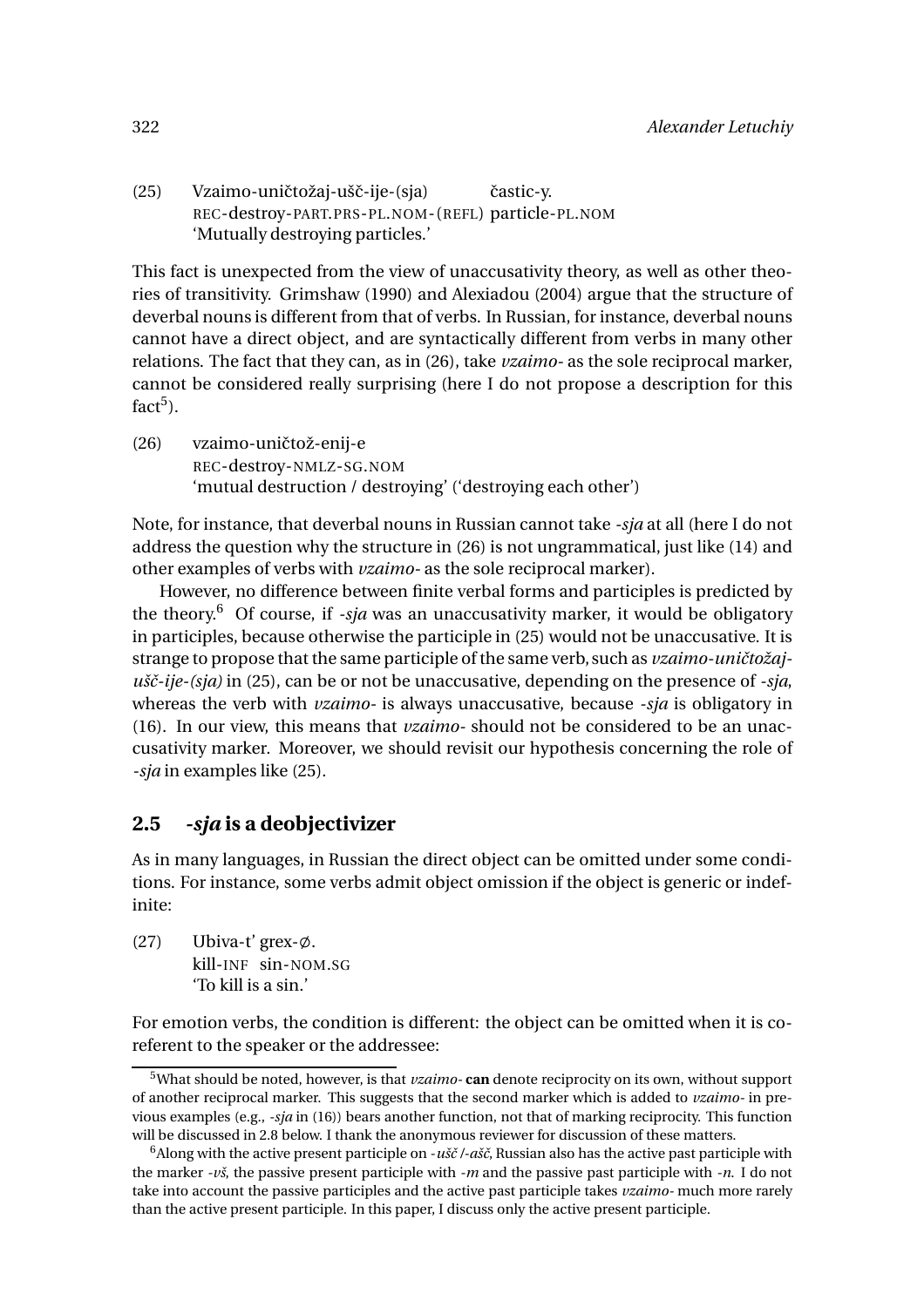(25) Vzaimo-uničtožaj-ušč-ije-(sja) častic-y.
REC-destroy-PART.PRS-PL.NOM-(REFL) particle-PL.NOM
'Mutually destroying particles.'

This fact is unexpected from the view of unaccusativity theory, as well as other theories of transitivity. Grimshaw (1990) and Alexiadou (2004) argue that the structure of deverbal nouns is different from that of verbs. In Russian, for instance, deverbal nouns cannot have a direct object, and are syntactically different from verbs in many other relations. The fact that they can, as in (26), take *vzaimo-* as the sole reciprocal marker, cannot be considered really surprising (here I do not propose a description for this fact[5]).

(26) vzaimo-uničtož-enij-e
REC-destroy-NMLZ-SG.NOM
'mutual destruction / destroying' ('destroying each other')

Note, for instance, that deverbal nouns in Russian cannot take *-sja* at all (here I do not address the question why the structure in (26) is not ungrammatical, just like (14) and other examples of verbs with *vzaimo-* as the sole reciprocal marker).

However, no difference between finite verbal forms and participles is predicted by the theory.[6] Of course, if *-sja* was an unaccusativity marker, it would be obligatory in participles, because otherwise the participle in (25) would not be unaccusative. It is strange to propose that the same participle of the same verb, such as *vzaimo-uničtožaj-ušč-ije-(sja)* in (25), can be or not be unaccusative, depending on the presence of *-sja*, whereas the verb with *vzaimo-* is always unaccusative, because *-sja* is obligatory in (16). In our view, this means that *vzaimo-* should not be considered to be an unaccusativity marker. Moreover, we should revisit our hypothesis concerning the role of *-sja* in examples like (25).

## 2.5 *-sja* is a deobjectivizer

As in many languages, in Russian the direct object can be omitted under some conditions. For instance, some verbs admit object omission if the object is generic or indefinite:

(27) Ubiva-t' grex-∅.
kill-INF sin-NOM.SG
'To kill is a sin.'

For emotion verbs, the condition is different: the object can be omitted when it is coreferent to the speaker or the addressee:

[5] What should be noted, however, is that *vzaimo-* **can** denote reciprocity on its own, without support of another reciprocal marker. This suggests that the second marker which is added to *vzaimo-* in previous examples (e.g., *-sja* in (16)) bears another function, not that of marking reciprocity. This function will be discussed in 2.8 below. I thank the anonymous reviewer for discussion of these matters.

[6] Along with the active present participle on *-ušč/-ašč*, Russian also has the active past participle with the marker *-vš*, the passive present participle with *-m* and the passive past participle with *-n*. I do not take into account the passive participles and the active past participle takes *vzaimo-* much more rarely than the active present participle. In this paper, I discuss only the active present participle.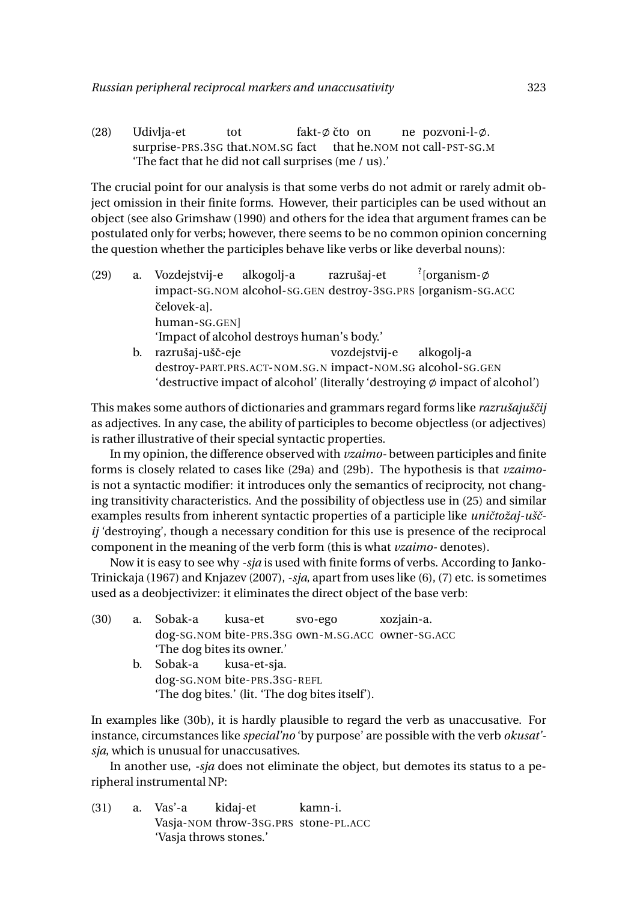(28) Udivlja-et tot fakt-∅ čto on ne pozvoni-l-∅.
surprise-PRS.3SG that.NOM.SG fact that he.NOM not call-PST-SG.M
'The fact that he did not call surprises (me / us).'

The crucial point for our analysis is that some verbs do not admit or rarely admit object omission in their finite forms. However, their participles can be used without an object (see also Grimshaw (1990) and others for the idea that argument frames can be postulated only for verbs; however, there seems to be no common opinion concerning the question whether the participles behave like verbs or like deverbal nouns):

(29) a. Vozdejstvij-e alkogolj-a razrušaj-et [?][organism-∅ čelovek-a].
impact-SG.NOM alcohol-SG.GEN destroy-3SG.PRS [organism-SG.ACC human-SG.GEN]
'Impact of alcohol destroys human's body.'

b. razrušaj-ušč-eje vozdejstvij-e alkogolj-a
destroy-PART.PRS.ACT-NOM.SG.N impact-NOM.SG alcohol-SG.GEN
'destructive impact of alcohol' (literally 'destroying ∅ impact of alcohol')

This makes some authors of dictionaries and grammars regard forms like *razrušajuščij* as adjectives. In any case, the ability of participles to become objectless (or adjectives) is rather illustrative of their special syntactic properties.

In my opinion, the difference observed with *vzaimo-* between participles and finite forms is closely related to cases like (29a) and (29b). The hypothesis is that *vzaimo-* is not a syntactic modifier: it introduces only the semantics of reciprocity, not changing transitivity characteristics. And the possibility of objectless use in (25) and similar examples results from inherent syntactic properties of a participle like *uničtožaj-ušč-ij* 'destroying', though a necessary condition for this use is presence of the reciprocal component in the meaning of the verb form (this is what *vzaimo-* denotes).

Now it is easy to see why *-sja* is used with finite forms of verbs. According to Janko-Trinickaja (1967) and Knjazev (2007), *-sja*, apart from uses like (6), (7) etc. is sometimes used as a deobjectivizer: it eliminates the direct object of the base verb:

(30) a. Sobak-a kusa-et svo-ego xozjain-a.
dog-SG.NOM bite-PRS.3SG own-M.SG.ACC owner-SG.ACC
'The dog bites its owner.'

b. Sobak-a kusa-et-sja.
dog-SG.NOM bite-PRS.3SG-REFL
'The dog bites.' (lit. 'The dog bites itself').

In examples like (30b), it is hardly plausible to regard the verb as unaccusative. For instance, circumstances like *special'no* 'by purpose' are possible with the verb *okusat'-sja*, which is unusual for unaccusatives.

In another use, *-sja* does not eliminate the object, but demotes its status to a peripheral instrumental NP:

(31) a. Vas'-a kidaj-et kamn-i.
Vasja-NOM throw-3SG.PRS stone-PL.ACC
'Vasja throws stones.'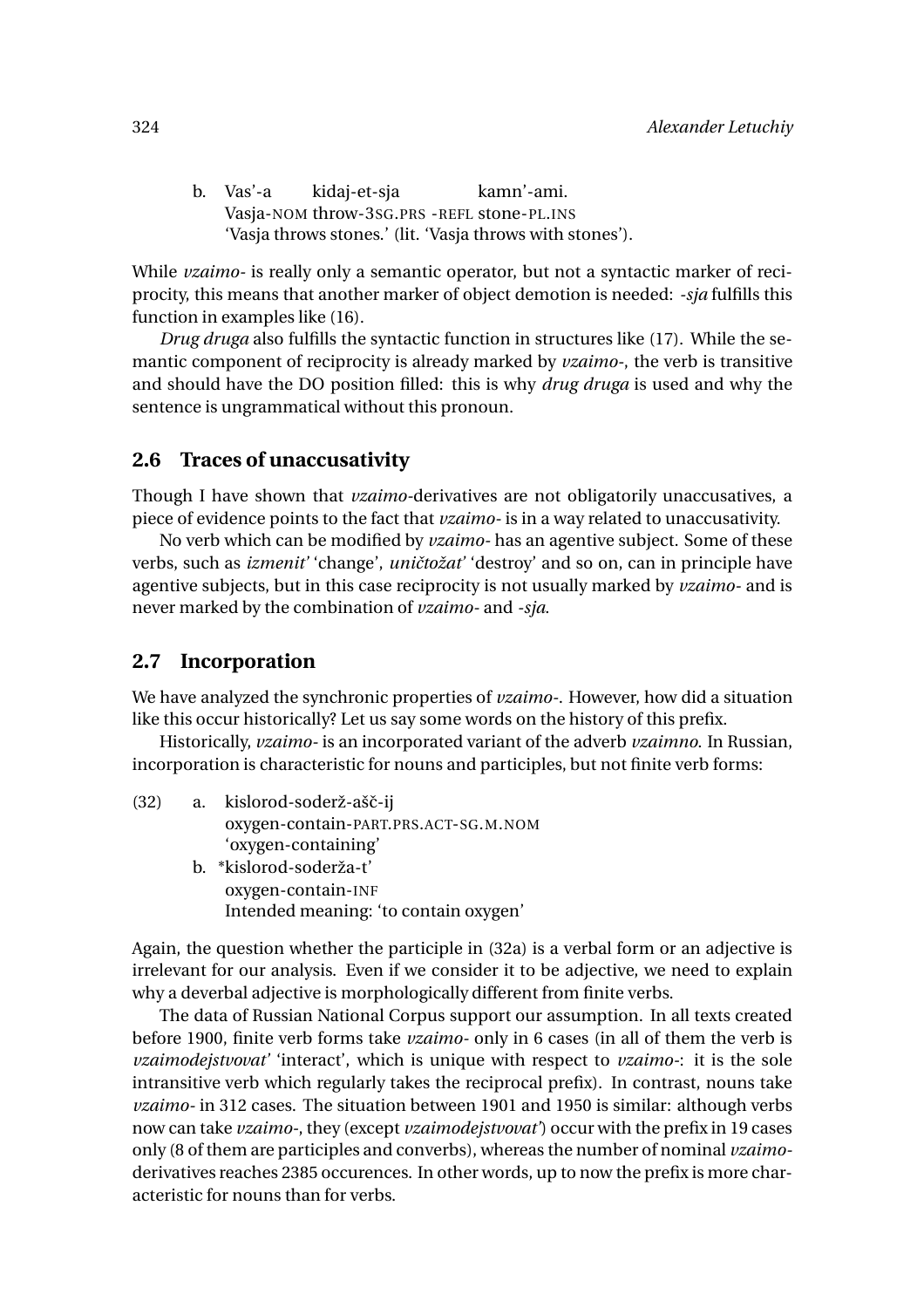b. Vas'-a kidaj-et-sja kamn'-ami.
   Vasja-NOM throw-3SG.PRS -REFL stone-PL.INS
   'Vasja throws stones.' (lit. 'Vasja throws with stones').

While *vzaimo-* is really only a semantic operator, but not a syntactic marker of reciprocity, this means that another marker of object demotion is needed: *-sja* fulfills this function in examples like (16).

*Drug druga* also fulfills the syntactic function in structures like (17). While the semantic component of reciprocity is already marked by *vzaimo-*, the verb is transitive and should have the DO position filled: this is why *drug druga* is used and why the sentence is ungrammatical without this pronoun.

## 2.6 Traces of unaccusativity

Though I have shown that *vzaimo*-derivatives are not obligatorily unaccusatives, a piece of evidence points to the fact that *vzaimo-* is in a way related to unaccusativity.

No verb which can be modified by *vzaimo-* has an agentive subject. Some of these verbs, such as *izmenit'* 'change', *uničtožat'* 'destroy' and so on, can in principle have agentive subjects, but in this case reciprocity is not usually marked by *vzaimo-* and is never marked by the combination of *vzaimo-* and *-sja*.

## 2.7 Incorporation

We have analyzed the synchronic properties of *vzaimo-*. However, how did a situation like this occur historically? Let us say some words on the history of this prefix.

Historically, *vzaimo-* is an incorporated variant of the adverb *vzaimno*. In Russian, incorporation is characteristic for nouns and participles, but not finite verb forms:

(32) a. kislorod-soderž-ašč-ij
   oxygen-contain-PART.PRS.ACT-SG.M.NOM
   'oxygen-containing'

   b. *kislorod-soderža-t'
   oxygen-contain-INF
   Intended meaning: 'to contain oxygen'

Again, the question whether the participle in (32a) is a verbal form or an adjective is irrelevant for our analysis. Even if we consider it to be adjective, we need to explain why a deverbal adjective is morphologically different from finite verbs.

The data of Russian National Corpus support our assumption. In all texts created before 1900, finite verb forms take *vzaimo-* only in 6 cases (in all of them the verb is *vzaimodejstvovat'* 'interact', which is unique with respect to *vzaimo-*: it is the sole intransitive verb which regularly takes the reciprocal prefix). In contrast, nouns take *vzaimo-* in 312 cases. The situation between 1901 and 1950 is similar: although verbs now can take *vzaimo-*, they (except *vzaimodejstvovat'*) occur with the prefix in 19 cases only (8 of them are participles and converbs), whereas the number of nominal *vzaimo*-derivatives reaches 2385 occurences. In other words, up to now the prefix is more characteristic for nouns than for verbs.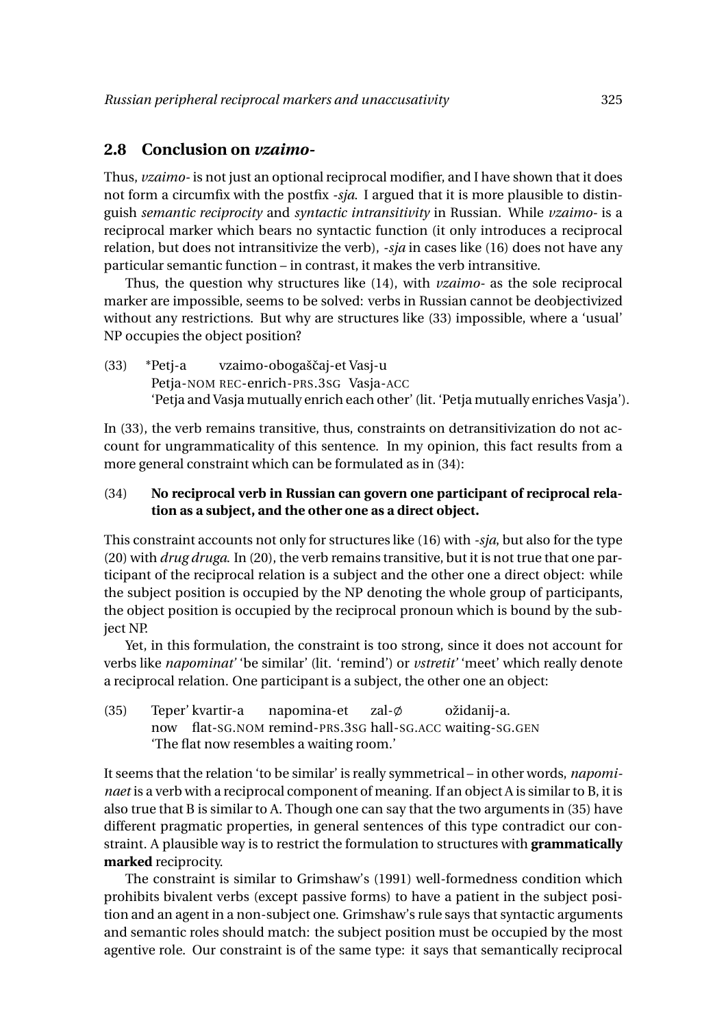## 2.8 Conclusion on *vzaimo-*

Thus, *vzaimo-* is not just an optional reciprocal modifier, and I have shown that it does not form a circumfix with the postfix *-sja*. I argued that it is more plausible to distinguish *semantic reciprocity* and *syntactic intransitivity* in Russian. While *vzaimo-* is a reciprocal marker which bears no syntactic function (it only introduces a reciprocal relation, but does not intransitivize the verb), *-sja* in cases like (16) does not have any particular semantic function – in contrast, it makes the verb intransitive.

Thus, the question why structures like (14), with *vzaimo-* as the sole reciprocal marker are impossible, seems to be solved: verbs in Russian cannot be deobjectivized without any restrictions. But why are structures like (33) impossible, where a 'usual' NP occupies the object position?

(33) \*Petj-a vzaimo-obogaščaj-et Vasj-u
Petja-NOM REC-enrich-PRS.3SG Vasja-ACC
'Petja and Vasja mutually enrich each other' (lit. 'Petja mutually enriches Vasja').

In (33), the verb remains transitive, thus, constraints on detransitivization do not account for ungrammaticality of this sentence. In my opinion, this fact results from a more general constraint which can be formulated as in (34):

(34) **No reciprocal verb in Russian can govern one participant of reciprocal relation as a subject, and the other one as a direct object.**

This constraint accounts not only for structures like (16) with *-sja*, but also for the type (20) with *drug druga*. In (20), the verb remains transitive, but it is not true that one participant of the reciprocal relation is a subject and the other one a direct object: while the subject position is occupied by the NP denoting the whole group of participants, the object position is occupied by the reciprocal pronoun which is bound by the subject NP.

Yet, in this formulation, the constraint is too strong, since it does not account for verbs like *napominat'* 'be similar' (lit. 'remind') or *vstretit'* 'meet' which really denote a reciprocal relation. One participant is a subject, the other one an object:

(35) Teper' kvartir-a napomina-et zal-∅ ožidanij-a.
now flat-SG.NOM remind-PRS.3SG hall-SG.ACC waiting-SG.GEN
'The flat now resembles a waiting room.'

It seems that the relation 'to be similar' is really symmetrical – in other words, *napominaet* is a verb with a reciprocal component of meaning. If an object A is similar to B, it is also true that B is similar to A. Though one can say that the two arguments in (35) have different pragmatic properties, in general sentences of this type contradict our constraint. A plausible way is to restrict the formulation to structures with **grammatically marked** reciprocity.

The constraint is similar to Grimshaw's (1991) well-formedness condition which prohibits bivalent verbs (except passive forms) to have a patient in the subject position and an agent in a non-subject one. Grimshaw's rule says that syntactic arguments and semantic roles should match: the subject position must be occupied by the most agentive role. Our constraint is of the same type: it says that semantically reciprocal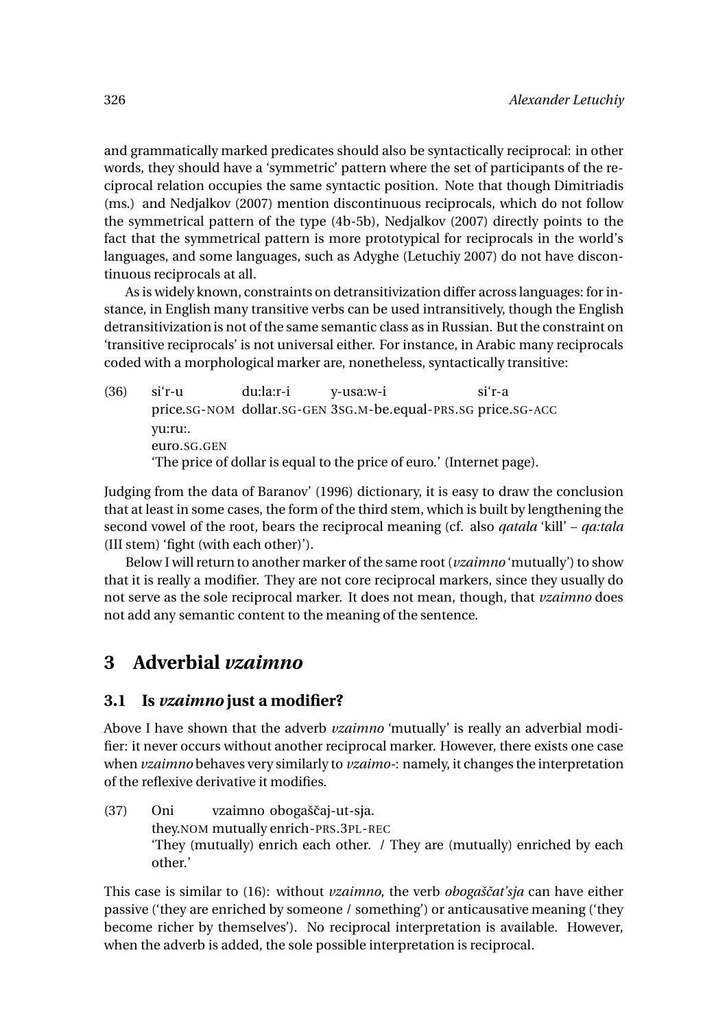and grammatically marked predicates should also be syntactically reciprocal: in other words, they should have a 'symmetric' pattern where the set of participants of the reciprocal relation occupies the same syntactic position. Note that though Dimitriadis (ms.) and Nedjalkov (2007) mention discontinuous reciprocals, which do not follow the symmetrical pattern of the type (4b-5b), Nedjalkov (2007) directly points to the fact that the symmetrical pattern is more prototypical for reciprocals in the world's languages, and some languages, such as Adyghe (Letuchiy 2007) do not have discontinuous reciprocals at all.

As is widely known, constraints on detransitivization differ across languages: for instance, in English many transitive verbs can be used intransitively, though the English detransitivization is not of the same semantic class as in Russian. But the constraint on 'transitive reciprocals' is not universal either. For instance, in Arabic many reciprocals coded with a morphological marker are, nonetheless, syntactically transitive:

(36) si'r-u du:la:r-i y-usa:w-i si'r-a yu:ru:.
price.SG-NOM dollar.SG-GEN 3SG.M-be.equal-PRS.SG price.SG-ACC euro.SG.GEN
'The price of dollar is equal to the price of euro.' (Internet page).

Judging from the data of Baranov' (1996) dictionary, it is easy to draw the conclusion that at least in some cases, the form of the third stem, which is built by lengthening the second vowel of the root, bears the reciprocal meaning (cf. also *qatala* 'kill' – *qa:tala* (III stem) 'fight (with each other)').

Below I will return to another marker of the same root (*vzaimno* 'mutually') to show that it is really a modifier. They are not core reciprocal markers, since they usually do not serve as the sole reciprocal marker. It does not mean, though, that *vzaimno* does not add any semantic content to the meaning of the sentence.

## 3 Adverbial *vzaimno*

### 3.1 Is *vzaimno* just a modifier?

Above I have shown that the adverb *vzaimno* 'mutually' is really an adverbial modifier: it never occurs without another reciprocal marker. However, there exists one case when *vzaimno* behaves very similarly to *vzaimo-*: namely, it changes the interpretation of the reflexive derivative it modifies.

(37) Oni vzaimno obogaščaj-ut-sja.
they.NOM mutually enrich-PRS.3PL-REC
'They (mutually) enrich each other. / They are (mutually) enriched by each other.'

This case is similar to (16): without *vzaimno*, the verb *obogaščat'sja* can have either passive ('they are enriched by someone / something') or anticausative meaning ('they become richer by themselves'). No reciprocal interpretation is available. However, when the adverb is added, the sole possible interpretation is reciprocal.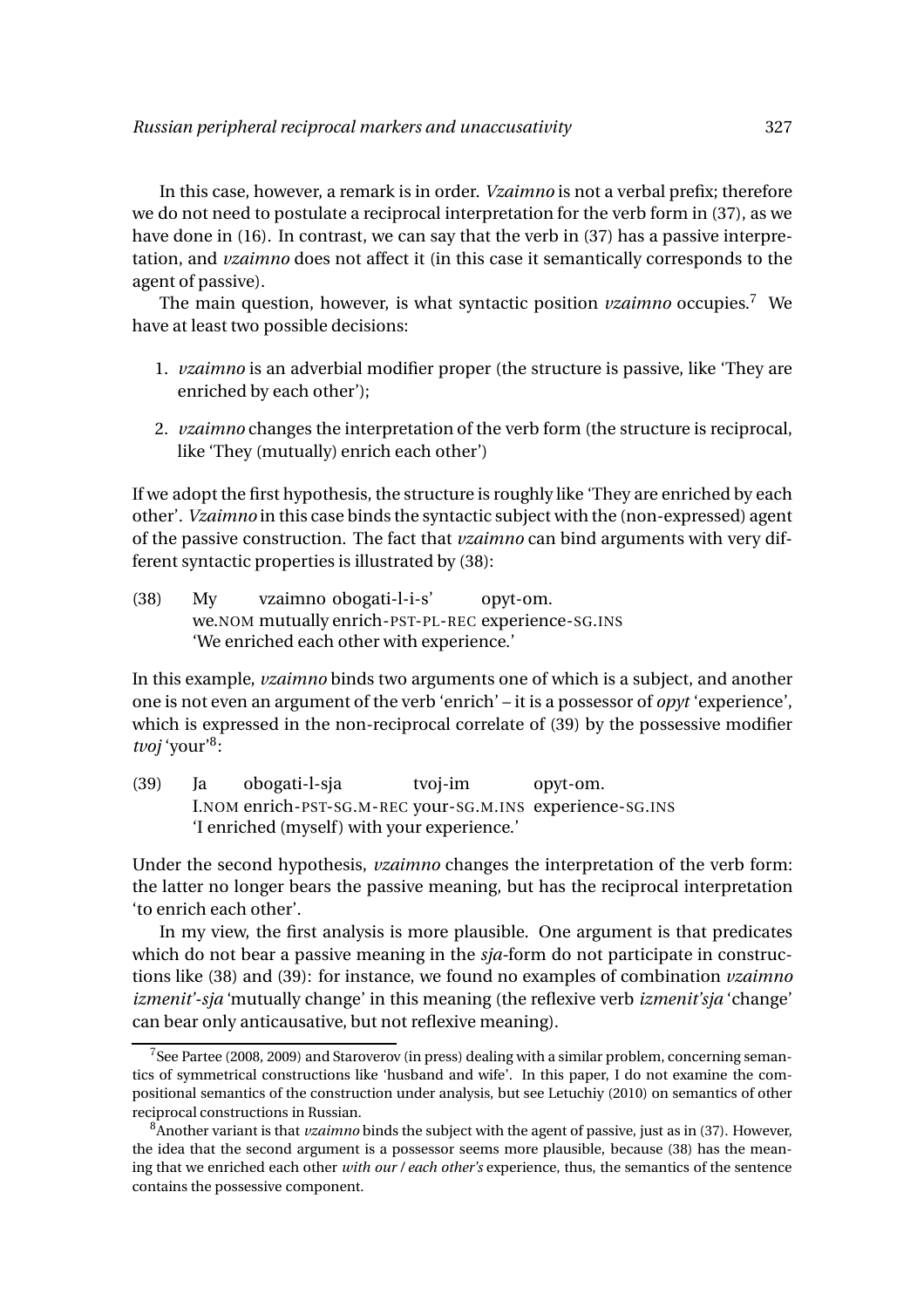In this case, however, a remark is in order. *Vzaimno* is not a verbal prefix; therefore we do not need to postulate a reciprocal interpretation for the verb form in (37), as we have done in (16). In contrast, we can say that the verb in (37) has a passive interpretation, and *vzaimno* does not affect it (in this case it semantically corresponds to the agent of passive).

The main question, however, is what syntactic position *vzaimno* occupies.[7] We have at least two possible decisions:

1. *vzaimno* is an adverbial modifier proper (the structure is passive, like 'They are enriched by each other');
2. *vzaimno* changes the interpretation of the verb form (the structure is reciprocal, like 'They (mutually) enrich each other')

If we adopt the first hypothesis, the structure is roughly like 'They are enriched by each other'. *Vzaimno* in this case binds the syntactic subject with the (non-expressed) agent of the passive construction. The fact that *vzaimno* can bind arguments with very different syntactic properties is illustrated by (38):

(38) My vzaimno obogati-l-i-s' opyt-om.
we.NOM mutually enrich-PST-PL-REC experience-SG.INS
'We enriched each other with experience.'

In this example, *vzaimno* binds two arguments one of which is a subject, and another one is not even an argument of the verb 'enrich' – it is a possessor of *opyt* 'experience', which is expressed in the non-reciprocal correlate of (39) by the possessive modifier *tvoj* 'your'[8]:

(39) Ja obogati-l-sja tvoj-im opyt-om.
I.NOM enrich-PST-SG.M-REC your-SG.M.INS experience-SG.INS
'I enriched (myself) with your experience.'

Under the second hypothesis, *vzaimno* changes the interpretation of the verb form: the latter no longer bears the passive meaning, but has the reciprocal interpretation 'to enrich each other'.

In my view, the first analysis is more plausible. One argument is that predicates which do not bear a passive meaning in the *sja*-form do not participate in constructions like (38) and (39): for instance, we found no examples of combination *vzaimno izmenit'-sja* 'mutually change' in this meaning (the reflexive verb *izmenit'sja* 'change' can bear only anticausative, but not reflexive meaning).

[7] See Partee (2008, 2009) and Staroverov (in press) dealing with a similar problem, concerning semantics of symmetrical constructions like 'husband and wife'. In this paper, I do not examine the compositional semantics of the construction under analysis, but see Letuchiy (2010) on semantics of other reciprocal constructions in Russian.

[8] Another variant is that *vzaimno* binds the subject with the agent of passive, just as in (37). However, the idea that the second argument is a possessor seems more plausible, because (38) has the meaning that we enriched each other *with our / each other's* experience, thus, the semantics of the sentence contains the possessive component.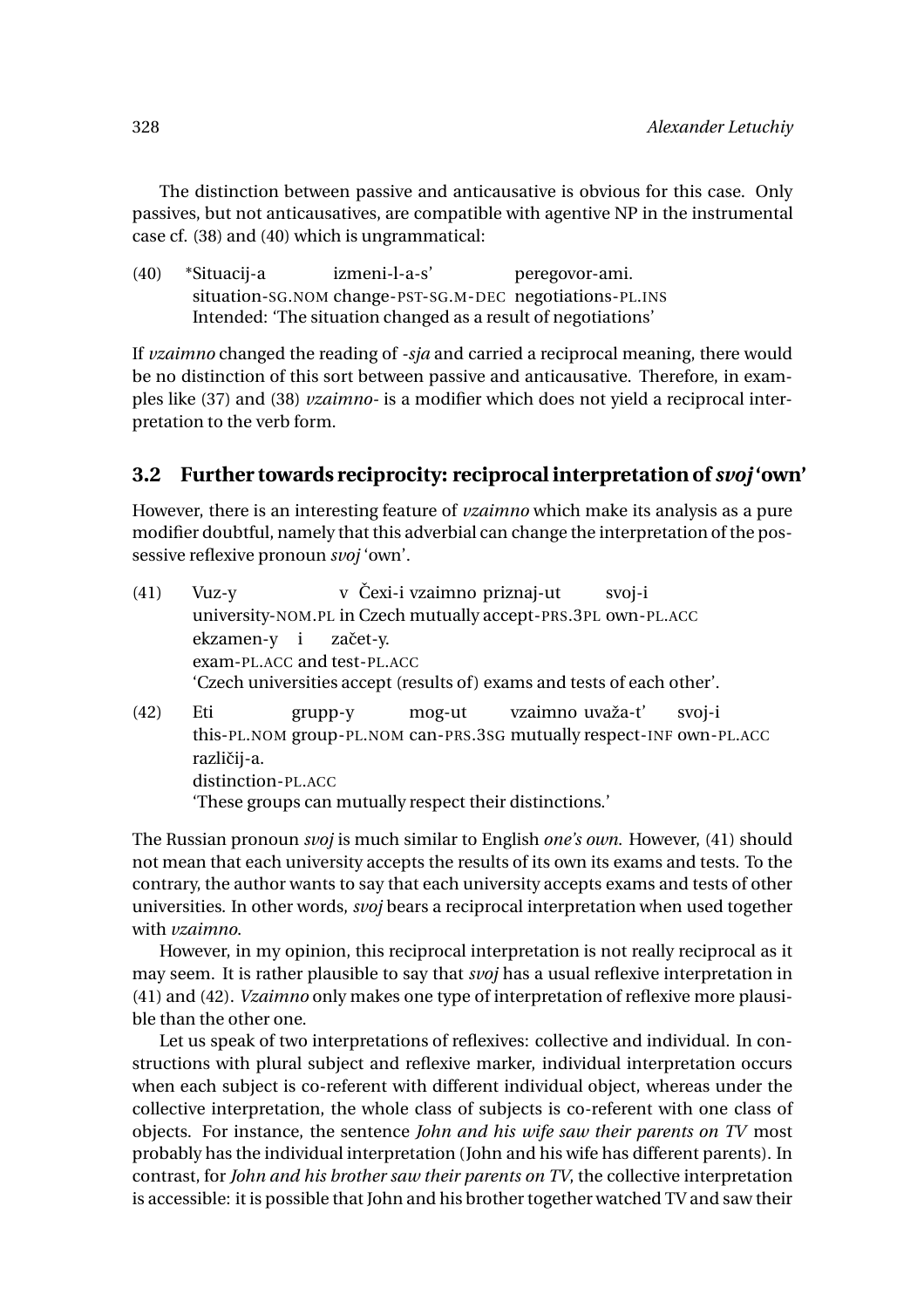The distinction between passive and anticausative is obvious for this case. Only passives, but not anticausatives, are compatible with agentive NP in the instrumental case cf. (38) and (40) which is ungrammatical:

(40) \*Situacij-a izmeni-l-a-s' peregovor-ami.
situation-SG.NOM change-PST-SG.M-DEC negotiations-PL.INS
Intended: 'The situation changed as a result of negotiations'

If *vzaimno* changed the reading of *-sja* and carried a reciprocal meaning, there would be no distinction of this sort between passive and anticausative. Therefore, in examples like (37) and (38) *vzaimno-* is a modifier which does not yield a reciprocal interpretation to the verb form.

## 3.2 Further towards reciprocity: reciprocal interpretation of *svoj* 'own'

However, there is an interesting feature of *vzaimno* which make its analysis as a pure modifier doubtful, namely that this adverbial can change the interpretation of the possessive reflexive pronoun *svoj* 'own'.

(41) Vuz-y v Čexi-i vzaimno priznaj-ut svoj-i ekzamen-y i začet-y.
university-NOM.PL in Czech mutually accept-PRS.3PL own-PL.ACC exam-PL.ACC and test-PL.ACC
'Czech universities accept (results of) exams and tests of each other'.

(42) Eti grupp-y mog-ut vzaimno uvaža-t' svoj-i različij-a.
this-PL.NOM group-PL.NOM can-PRS.3SG mutually respect-INF own-PL.ACC distinction-PL.ACC
'These groups can mutually respect their distinctions.'

The Russian pronoun *svoj* is much similar to English *one's own*. However, (41) should not mean that each university accepts the results of its own its exams and tests. To the contrary, the author wants to say that each university accepts exams and tests of other universities. In other words, *svoj* bears a reciprocal interpretation when used together with *vzaimno*.

However, in my opinion, this reciprocal interpretation is not really reciprocal as it may seem. It is rather plausible to say that *svoj* has a usual reflexive interpretation in (41) and (42). *Vzaimno* only makes one type of interpretation of reflexive more plausible than the other one.

Let us speak of two interpretations of reflexives: collective and individual. In constructions with plural subject and reflexive marker, individual interpretation occurs when each subject is co-referent with different individual object, whereas under the collective interpretation, the whole class of subjects is co-referent with one class of objects. For instance, the sentence *John and his wife saw their parents on TV* most probably has the individual interpretation (John and his wife has different parents). In contrast, for *John and his brother saw their parents on TV*, the collective interpretation is accessible: it is possible that John and his brother together watched TV and saw their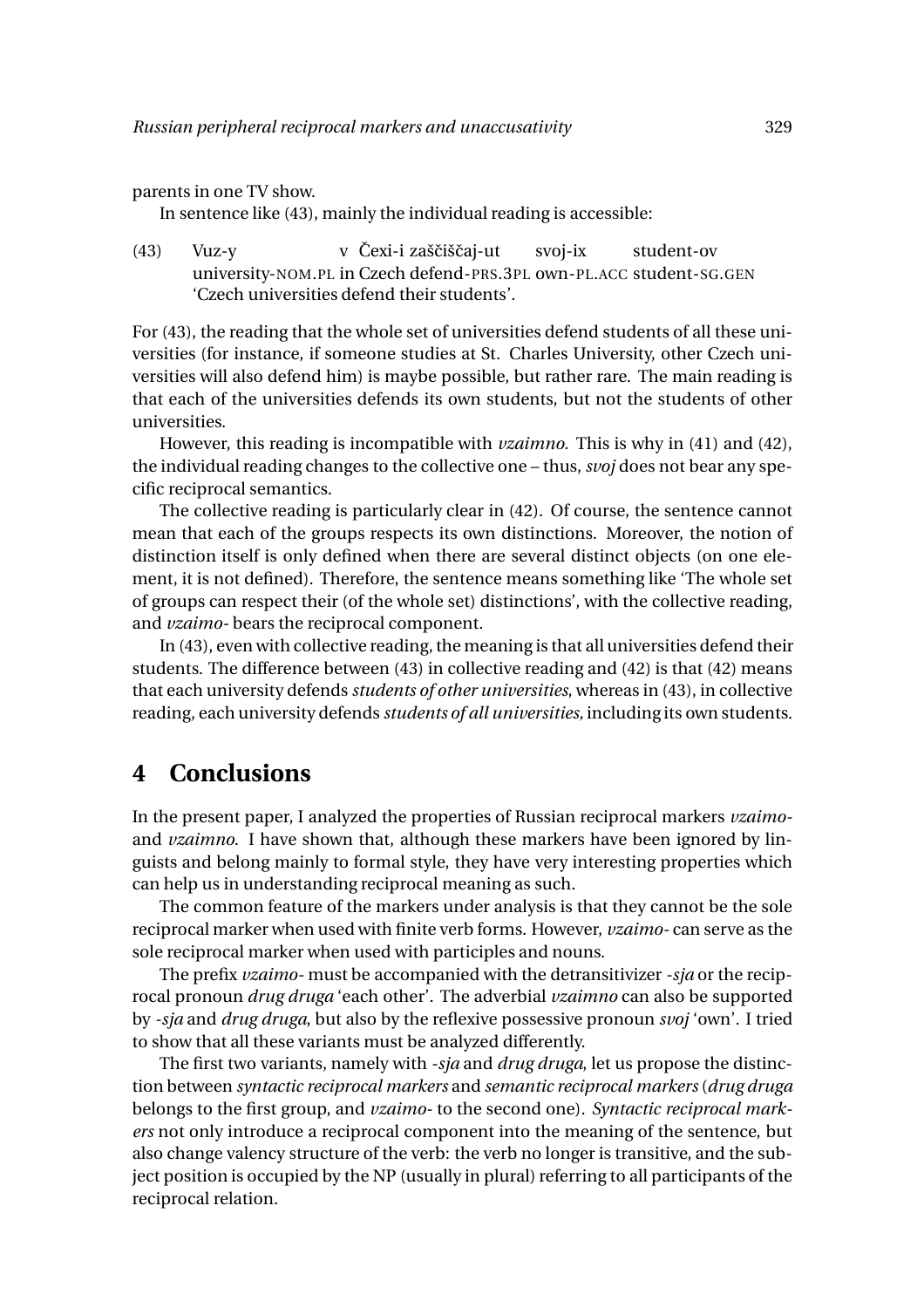parents in one TV show.

In sentence like (43), mainly the individual reading is accessible:

(43) Vuz-y v Čexi-i zaščiščaj-ut svoj-ix student-ov
university-NOM.PL in Czech defend-PRS.3PL own-PL.ACC student-SG.GEN
'Czech universities defend their students'.

For (43), the reading that the whole set of universities defend students of all these universities (for instance, if someone studies at St. Charles University, other Czech universities will also defend him) is maybe possible, but rather rare. The main reading is that each of the universities defends its own students, but not the students of other universities.

However, this reading is incompatible with *vzaimno*. This is why in (41) and (42), the individual reading changes to the collective one – thus, *svoj* does not bear any specific reciprocal semantics.

The collective reading is particularly clear in (42). Of course, the sentence cannot mean that each of the groups respects its own distinctions. Moreover, the notion of distinction itself is only defined when there are several distinct objects (on one element, it is not defined). Therefore, the sentence means something like 'The whole set of groups can respect their (of the whole set) distinctions', with the collective reading, and *vzaimo-* bears the reciprocal component.

In (43), even with collective reading, the meaning is that all universities defend their students. The difference between (43) in collective reading and (42) is that (42) means that each university defends *students of other universities*, whereas in (43), in collective reading, each university defends *students of all universities,* including its own students.

# 4 Conclusions

In the present paper, I analyzed the properties of Russian reciprocal markers *vzaimo-* and *vzaimno*. I have shown that, although these markers have been ignored by linguists and belong mainly to formal style, they have very interesting properties which can help us in understanding reciprocal meaning as such.

The common feature of the markers under analysis is that they cannot be the sole reciprocal marker when used with finite verb forms. However, *vzaimo-* can serve as the sole reciprocal marker when used with participles and nouns.

The prefix *vzaimo-* must be accompanied with the detransitivizer *-sja* or the reciprocal pronoun *drug druga* 'each other'. The adverbial *vzaimno* can also be supported by *-sja* and *drug druga*, but also by the reflexive possessive pronoun *svoj* 'own'. I tried to show that all these variants must be analyzed differently.

The first two variants, namely with *-sja* and *drug druga*, let us propose the distinction between *syntactic reciprocal markers* and *semantic reciprocal markers* (*drug druga* belongs to the first group, and *vzaimo-* to the second one). *Syntactic reciprocal markers* not only introduce a reciprocal component into the meaning of the sentence, but also change valency structure of the verb: the verb no longer is transitive, and the subject position is occupied by the NP (usually in plural) referring to all participants of the reciprocal relation.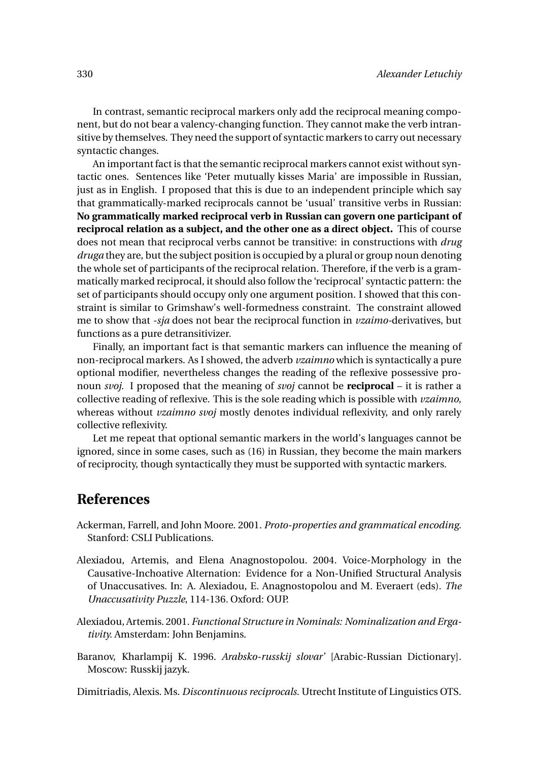In contrast, semantic reciprocal markers only add the reciprocal meaning component, but do not bear a valency-changing function. They cannot make the verb intransitive by themselves. They need the support of syntactic markers to carry out necessary syntactic changes.

An important fact is that the semantic reciprocal markers cannot exist without syntactic ones. Sentences like 'Peter mutually kisses Maria' are impossible in Russian, just as in English. I proposed that this is due to an independent principle which say that grammatically-marked reciprocals cannot be 'usual' transitive verbs in Russian: **No grammatically marked reciprocal verb in Russian can govern one participant of reciprocal relation as a subject, and the other one as a direct object.** This of course does not mean that reciprocal verbs cannot be transitive: in constructions with *drug druga* they are, but the subject position is occupied by a plural or group noun denoting the whole set of participants of the reciprocal relation. Therefore, if the verb is a grammatically marked reciprocal, it should also follow the 'reciprocal' syntactic pattern: the set of participants should occupy only one argument position. I showed that this constraint is similar to Grimshaw's well-formedness constraint. The constraint allowed me to show that *-sja* does not bear the reciprocal function in *vzaimo*-derivatives, but functions as a pure detransitivizer.

Finally, an important fact is that semantic markers can influence the meaning of non-reciprocal markers. As I showed, the adverb *vzaimno* which is syntactically a pure optional modifier, nevertheless changes the reading of the reflexive possessive pronoun *svoj*. I proposed that the meaning of *svoj* cannot be **reciprocal** – it is rather a collective reading of reflexive. This is the sole reading which is possible with *vzaimno*, whereas without *vzaimno svoj* mostly denotes individual reflexivity, and only rarely collective reflexivity.

Let me repeat that optional semantic markers in the world's languages cannot be ignored, since in some cases, such as (16) in Russian, they become the main markers of reciprocity, though syntactically they must be supported with syntactic markers.

## References

Ackerman, Farrell, and John Moore. 2001. *Proto-properties and grammatical encoding.* Stanford: CSLI Publications.

Alexiadou, Artemis, and Elena Anagnostopolou. 2004. Voice-Morphology in the Causative-Inchoative Alternation: Evidence for a Non-Unified Structural Analysis of Unaccusatives. In: A. Alexiadou, E. Anagnostopolou and M. Everaert (eds). *The Unaccusativity Puzzle*, 114-136. Oxford: OUP.

Alexiadou, Artemis. 2001. *Functional Structure in Nominals: Nominalization and Ergativity.* Amsterdam: John Benjamins.

Baranov, Kharlampij K. 1996. *Arabsko-russkij slovar'* [Arabic-Russian Dictionary]. Moscow: Russkij jazyk.

Dimitriadis, Alexis. Ms. *Discontinuous reciprocals.* Utrecht Institute of Linguistics OTS.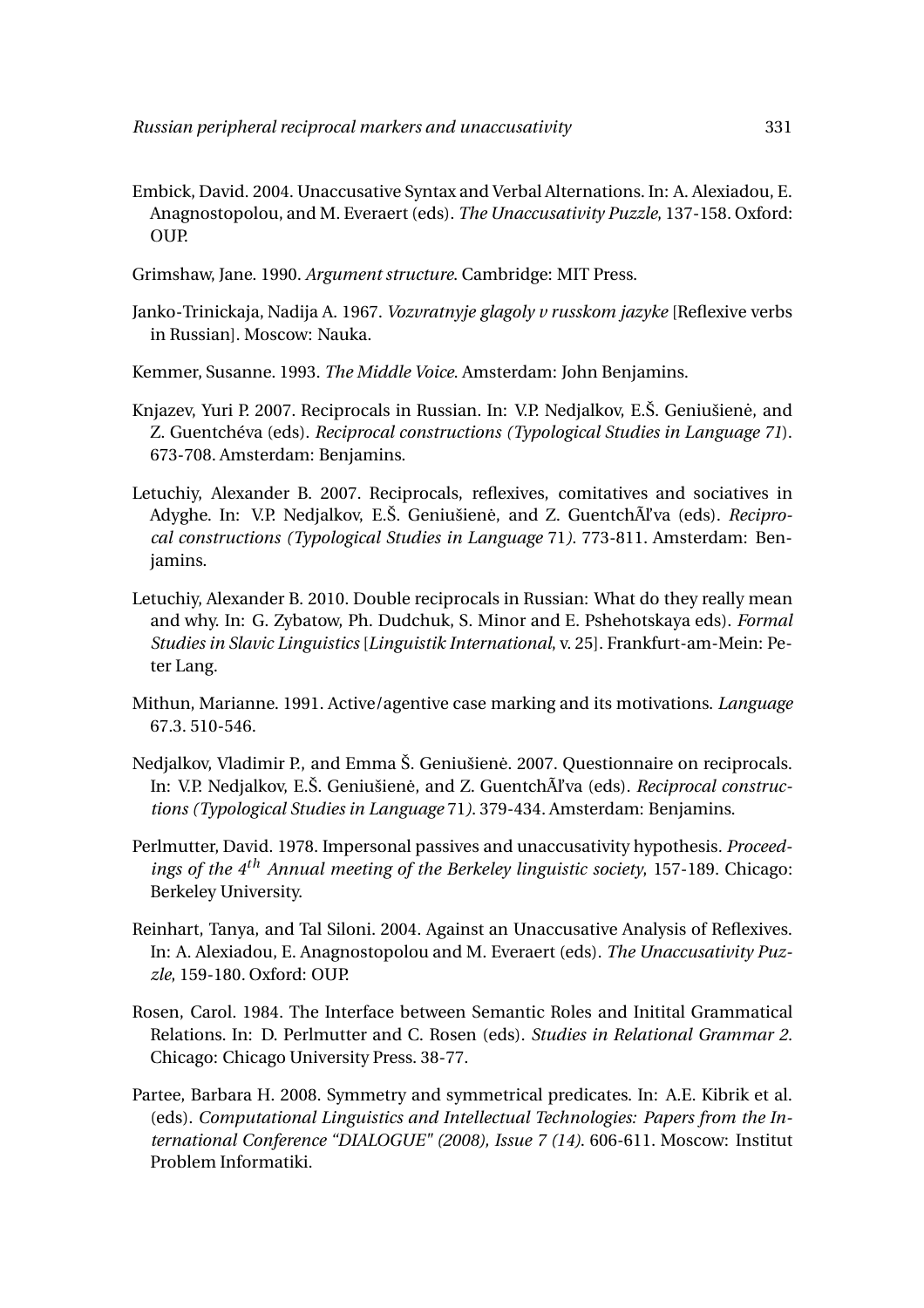Embick, David. 2004. Unaccusative Syntax and Verbal Alternations. In: A. Alexiadou, E. Anagnostopolou, and M. Everaert (eds). *The Unaccusativity Puzzle*, 137-158. Oxford: OUP.

Grimshaw, Jane. 1990. *Argument structure*. Cambridge: MIT Press.

Janko-Trinickaja, Nadija A. 1967. *Vozvratnyje glagoly v russkom jazyke* [Reflexive verbs in Russian]. Moscow: Nauka.

Kemmer, Susanne. 1993. *The Middle Voice*. Amsterdam: John Benjamins.

Knjazev, Yuri P. 2007. Reciprocals in Russian. In: V.P. Nedjalkov, E.Š. Geniušienė, and Z. Guentchéva (eds). *Reciprocal constructions (Typological Studies in Language 71*). 673-708. Amsterdam: Benjamins.

Letuchiy, Alexander B. 2007. Reciprocals, reflexives, comitatives and sociatives in Adyghe. In: V.P. Nedjalkov, E.Š. Geniušienė, and Z. GuentchÃl'va (eds). *Reciprocal constructions (Typological Studies in Language* 71*)*. 773-811. Amsterdam: Benjamins.

Letuchiy, Alexander B. 2010. Double reciprocals in Russian: What do they really mean and why. In: G. Zybatow, Ph. Dudchuk, S. Minor and E. Pshehotskaya eds). *Formal Studies in Slavic Linguistics* [*Linguistik International*, v. 25]. Frankfurt-am-Mein: Peter Lang.

Mithun, Marianne. 1991. Active/agentive case marking and its motivations. *Language* 67.3. 510-546.

Nedjalkov, Vladimir P., and Emma Š. Geniušienė. 2007. Questionnaire on reciprocals. In: V.P. Nedjalkov, E.Š. Geniušienė, and Z. GuentchÃl'va (eds). *Reciprocal constructions (Typological Studies in Language* 71*)*. 379-434. Amsterdam: Benjamins.

Perlmutter, David. 1978. Impersonal passives and unaccusativity hypothesis. *Proceedings of the 4$^{th}$ Annual meeting of the Berkeley linguistic society*, 157-189. Chicago: Berkeley University.

Reinhart, Tanya, and Tal Siloni. 2004. Against an Unaccusative Analysis of Reflexives. In: A. Alexiadou, E. Anagnostopolou and M. Everaert (eds). *The Unaccusativity Puzzle*, 159-180. Oxford: OUP.

Rosen, Carol. 1984. The Interface between Semantic Roles and Initital Grammatical Relations. In: D. Perlmutter and C. Rosen (eds). *Studies in Relational Grammar 2*. Chicago: Chicago University Press. 38-77.

Partee, Barbara H. 2008. Symmetry and symmetrical predicates. In: A.E. Kibrik et al. (eds). *Computational Linguistics and Intellectual Technologies: Papers from the International Conference "DIALOGUE" (2008), Issue 7 (14)*. 606-611. Moscow: Institut Problem Informatiki.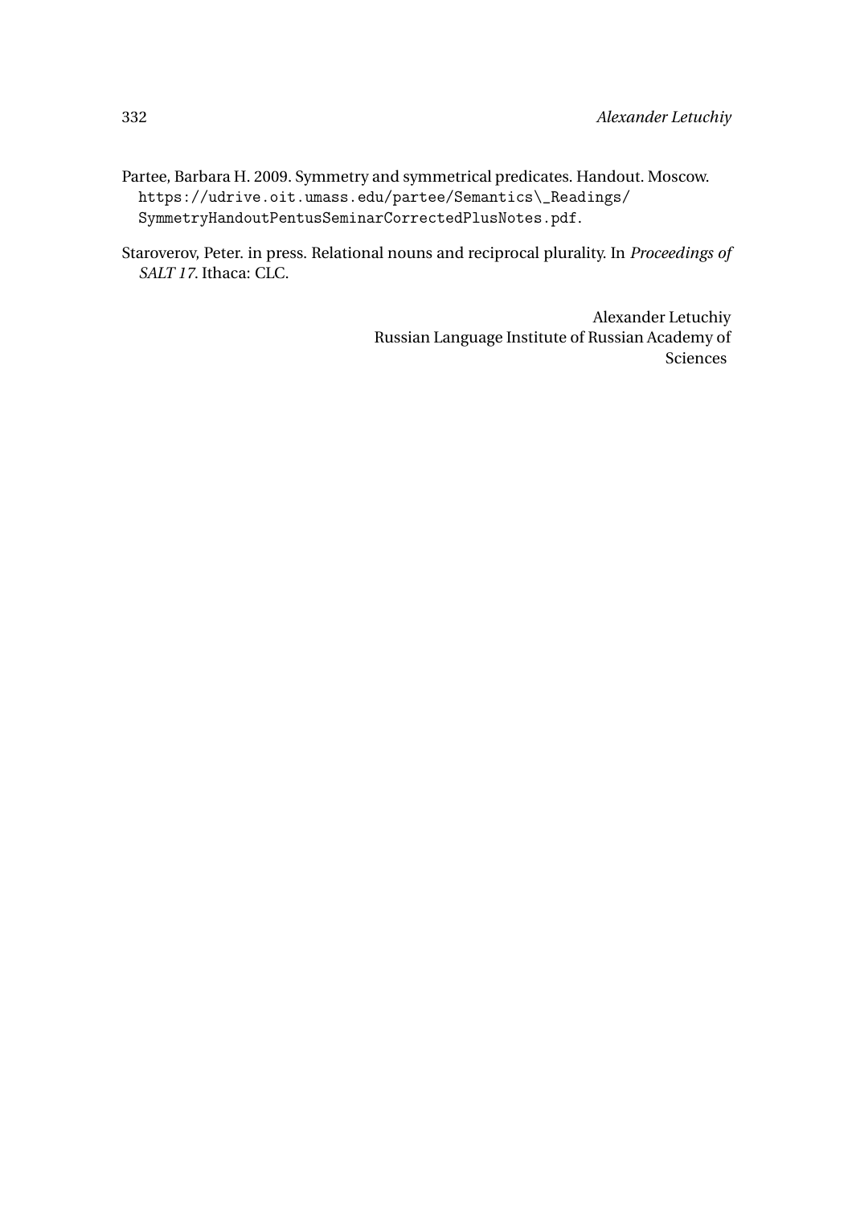Partee, Barbara H. 2009. Symmetry and symmetrical predicates. Handout. Moscow. https://udrive.oit.umass.edu/partee/Semantics\_Readings/SymmetryHandoutPentusSeminarCorrectedPlusNotes.pdf.

Staroverov, Peter. in press. Relational nouns and reciprocal plurality. In *Proceedings of SALT 17*. Ithaca: CLC.

Alexander Letuchiy
Russian Language Institute of Russian Academy of Sciences